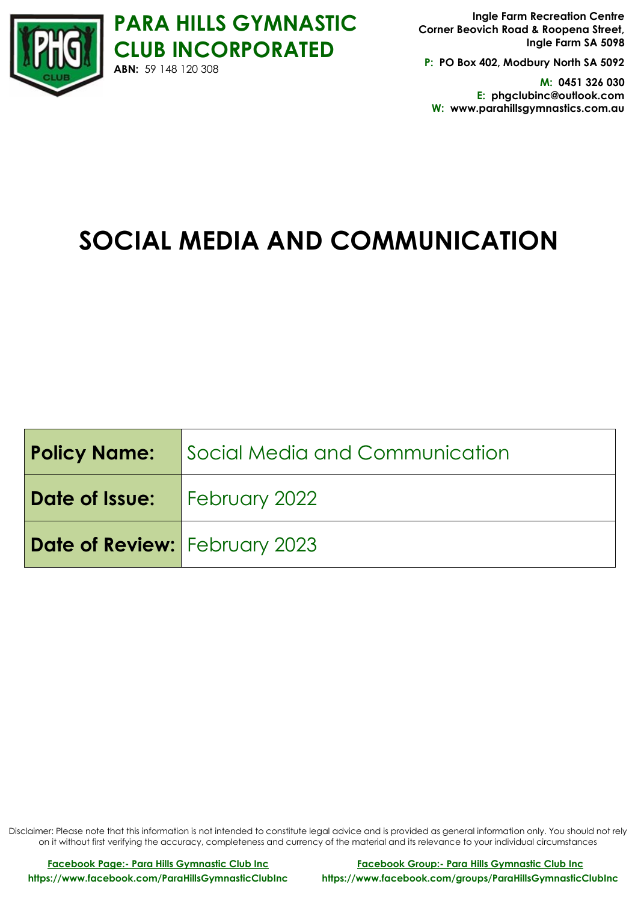# PARA HILLS GYMNASTIC CLUB INCORPORATED

**ABN:** 59 148 120 308

**Ingle Farm Recreation Centre**
**Corner Beovich Road & Roopena Street,**
**Ingle Farm SA 5098**

**P: PO Box 402, Modbury North SA 5092**

**M: 0451 326 030**
**E: phgclubinc@outlook.com**
**W: www.parahillsgymnastics.com.au**

# SOCIAL MEDIA AND COMMUNICATION

| **Policy Name:** | Social Media and Communication |
|---|---|
| **Date of Issue:** | February 2022 |
| **Date of Review:** | February 2023 |

Disclaimer: Please note that this information is not intended to constitute legal advice and is provided as general information only. You should not rely on it without first verifying the accuracy, completeness and currency of the material and its relevance to your individual circumstances

**Facebook Page:- Para Hills Gymnastic Club Inc**
**https://www.facebook.com/ParaHillsGymnasticClubInc**

**Facebook Group:- Para Hills Gymnastic Club Inc**
**https://www.facebook.com/groups/ParaHillsGymnasticClubInc**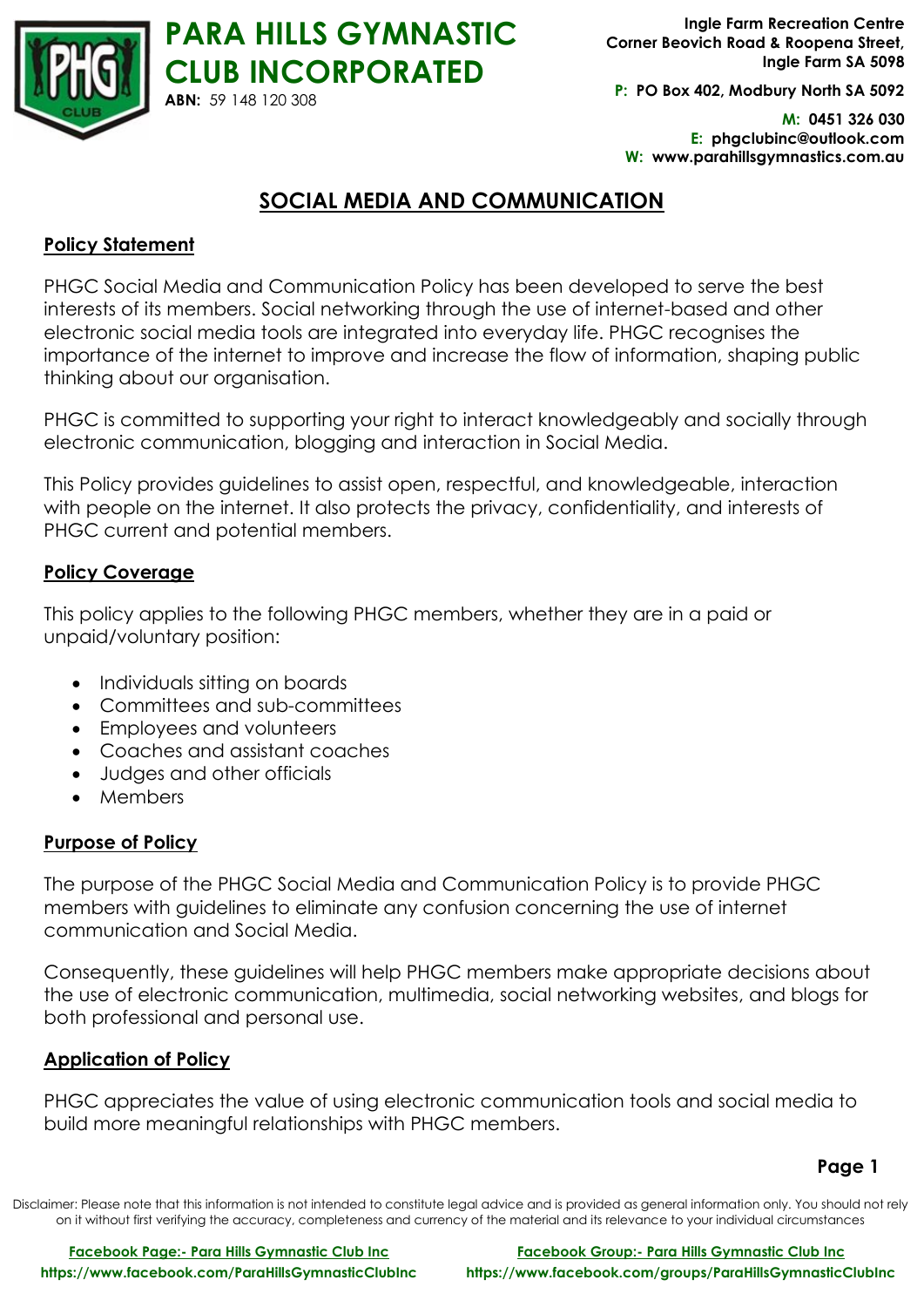## SOCIAL MEDIA AND COMMUNICATION

### Policy Statement

PHGC Social Media and Communication Policy has been developed to serve the best interests of its members. Social networking through the use of internet-based and other electronic social media tools are integrated into everyday life. PHGC recognises the importance of the internet to improve and increase the flow of information, shaping public thinking about our organisation.

PHGC is committed to supporting your right to interact knowledgeably and socially through electronic communication, blogging and interaction in Social Media.

This Policy provides guidelines to assist open, respectful, and knowledgeable, interaction with people on the internet. It also protects the privacy, confidentiality, and interests of PHGC current and potential members.

### Policy Coverage

This policy applies to the following PHGC members, whether they are in a paid or unpaid/voluntary position:

- Individuals sitting on boards
- Committees and sub-committees
- Employees and volunteers
- Coaches and assistant coaches
- Judges and other officials
- Members

### Purpose of Policy

The purpose of the PHGC Social Media and Communication Policy is to provide PHGC members with guidelines to eliminate any confusion concerning the use of internet communication and Social Media.

Consequently, these guidelines will help PHGC members make appropriate decisions about the use of electronic communication, multimedia, social networking websites, and blogs for both professional and personal use.

### Application of Policy

PHGC appreciates the value of using electronic communication tools and social media to build more meaningful relationships with PHGC members.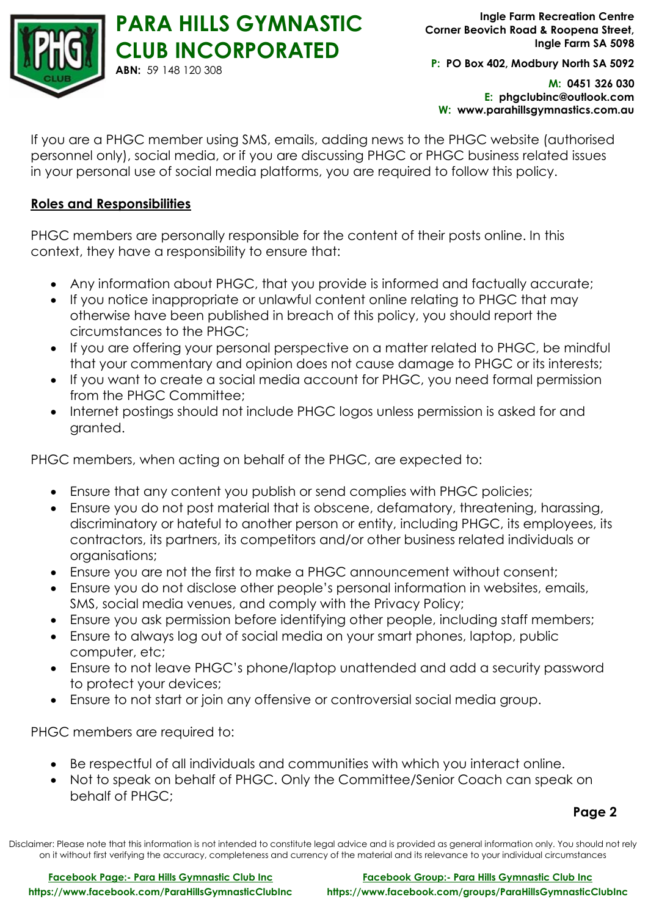If you are a PHGC member using SMS, emails, adding news to the PHGC website (authorised personnel only), social media, or if you are discussing PHGC or PHGC business related issues in your personal use of social media platforms, you are required to follow this policy.

**Roles and Responsibilities**

PHGC members are personally responsible for the content of their posts online. In this context, they have a responsibility to ensure that:

- Any information about PHGC, that you provide is informed and factually accurate;
- If you notice inappropriate or unlawful content online relating to PHGC that may otherwise have been published in breach of this policy, you should report the circumstances to the PHGC;
- If you are offering your personal perspective on a matter related to PHGC, be mindful that your commentary and opinion does not cause damage to PHGC or its interests;
- If you want to create a social media account for PHGC, you need formal permission from the PHGC Committee;
- Internet postings should not include PHGC logos unless permission is asked for and granted.

PHGC members, when acting on behalf of the PHGC, are expected to:

- Ensure that any content you publish or send complies with PHGC policies;
- Ensure you do not post material that is obscene, defamatory, threatening, harassing, discriminatory or hateful to another person or entity, including PHGC, its employees, its contractors, its partners, its competitors and/or other business related individuals or organisations;
- Ensure you are not the first to make a PHGC announcement without consent;
- Ensure you do not disclose other people's personal information in websites, emails, SMS, social media venues, and comply with the Privacy Policy;
- Ensure you ask permission before identifying other people, including staff members;
- Ensure to always log out of social media on your smart phones, laptop, public computer, etc;
- Ensure to not leave PHGC's phone/laptop unattended and add a security password to protect your devices;
- Ensure to not start or join any offensive or controversial social media group.

PHGC members are required to:

- Be respectful of all individuals and communities with which you interact online.
- Not to speak on behalf of PHGC. Only the Committee/Senior Coach can speak on behalf of PHGC;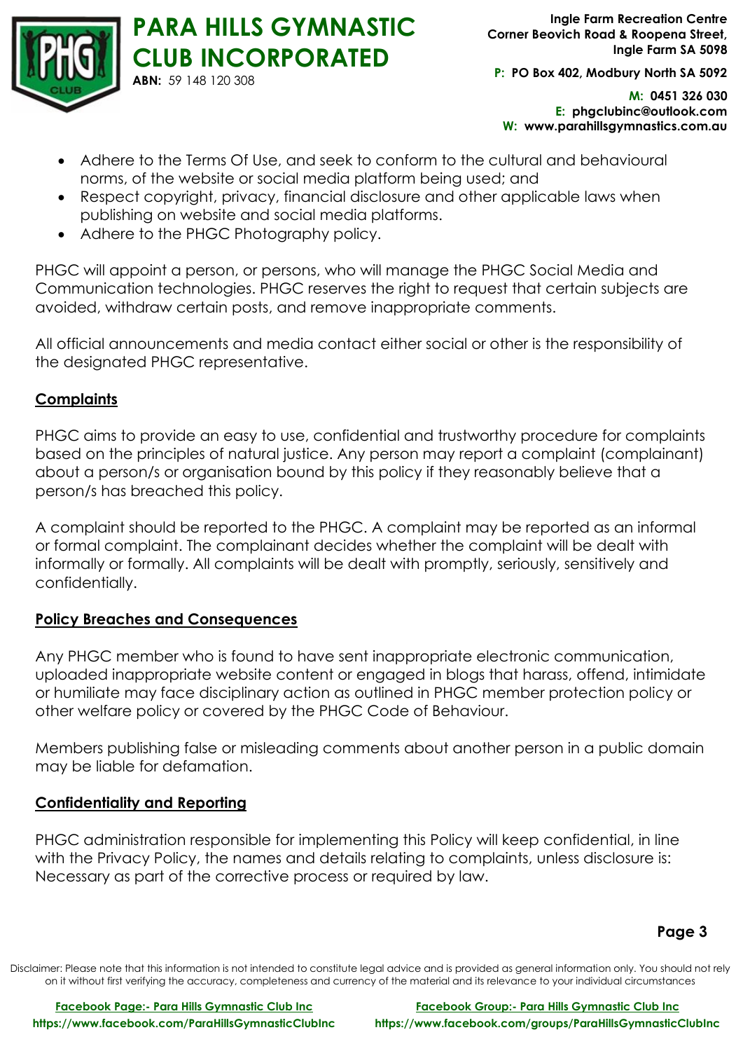- Adhere to the Terms Of Use, and seek to conform to the cultural and behavioural norms, of the website or social media platform being used; and
- Respect copyright, privacy, financial disclosure and other applicable laws when publishing on website and social media platforms.
- Adhere to the PHGC Photography policy.

PHGC will appoint a person, or persons, who will manage the PHGC Social Media and Communication technologies. PHGC reserves the right to request that certain subjects are avoided, withdraw certain posts, and remove inappropriate comments.

All official announcements and media contact either social or other is the responsibility of the designated PHGC representative.

## Complaints

PHGC aims to provide an easy to use, confidential and trustworthy procedure for complaints based on the principles of natural justice. Any person may report a complaint (complainant) about a person/s or organisation bound by this policy if they reasonably believe that a person/s has breached this policy.

A complaint should be reported to the PHGC. A complaint may be reported as an informal or formal complaint. The complainant decides whether the complaint will be dealt with informally or formally. All complaints will be dealt with promptly, seriously, sensitively and confidentially.

## Policy Breaches and Consequences

Any PHGC member who is found to have sent inappropriate electronic communication, uploaded inappropriate website content or engaged in blogs that harass, offend, intimidate or humiliate may face disciplinary action as outlined in PHGC member protection policy or other welfare policy or covered by the PHGC Code of Behaviour.

Members publishing false or misleading comments about another person in a public domain may be liable for defamation.

## Confidentiality and Reporting

PHGC administration responsible for implementing this Policy will keep confidential, in line with the Privacy Policy, the names and details relating to complaints, unless disclosure is: Necessary as part of the corrective process or required by law.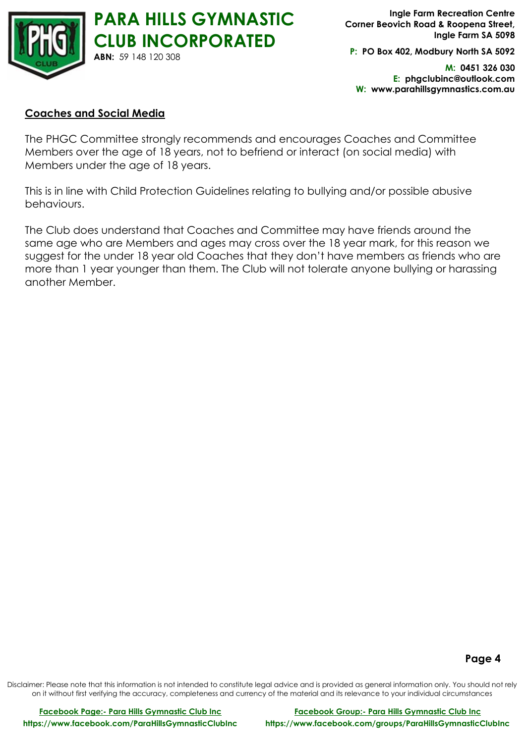## Coaches and Social Media

The PHGC Committee strongly recommends and encourages Coaches and Committee Members over the age of 18 years, not to befriend or interact (on social media) with Members under the age of 18 years.

This is in line with Child Protection Guidelines relating to bullying and/or possible abusive behaviours.

The Club does understand that Coaches and Committee may have friends around the same age who are Members and ages may cross over the 18 year mark, for this reason we suggest for the under 18 year old Coaches that they don't have members as friends who are more than 1 year younger than them. The Club will not tolerate anyone bullying or harassing another Member.